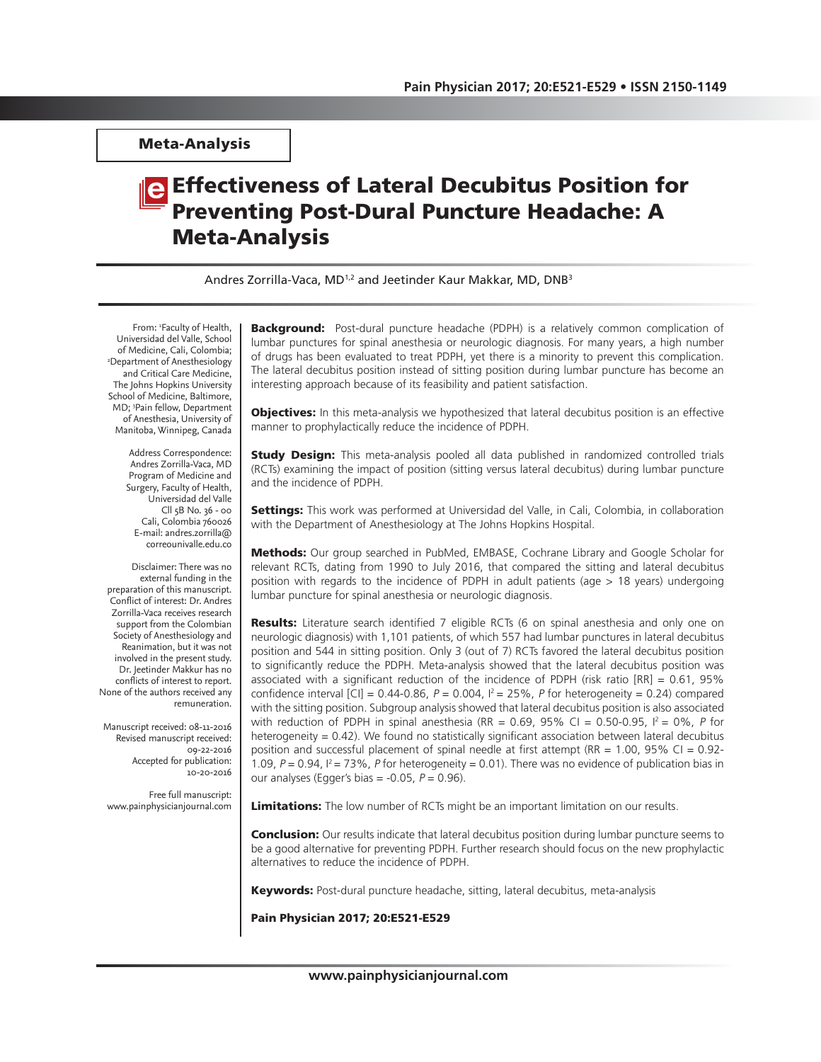Meta-Analysis

# Effectiveness of Lateral Decubitus Position for Preventing Post-Dural Puncture Headache: A Meta-Analysis

Andres Zorrilla-Vaca, MD[1,2] and Jeetinder Kaur Makkar, MD, DNB[3]

From: [1]Faculty of Health, Universidad del Valle, School of Medicine, Cali, Colombia; [2]Department of Anesthesiology and Critical Care Medicine, The Johns Hopkins University School of Medicine, Baltimore, MD; [3]Pain fellow, Department of Anesthesia, University of Manitoba, Winnipeg, Canada

Address Correspondence:
Andres Zorrilla-Vaca, MD
Program of Medicine and Surgery, Faculty of Health, Universidad del Valle
Cll 5B No. 36 - 00
Cali, Colombia 760026
E-mail: andres.zorrilla@correounivalle.edu.co

Disclaimer: There was no external funding in the preparation of this manuscript.
Conflict of interest: Dr. Andres Zorrilla-Vaca receives research support from the Colombian Society of Anesthesiology and Reanimation, but it was not involved in the present study. Dr. Jeetinder Makkur has no conflicts of interest to report. None of the authors received any remuneration.

Manuscript received: 08-11-2016
Revised manuscript received: 09-22-2016
Accepted for publication: 10-20-2016

Free full manuscript: www.painphysicianjournal.com

**Background:** Post-dural puncture headache (PDPH) is a relatively common complication of lumbar punctures for spinal anesthesia or neurologic diagnosis. For many years, a high number of drugs has been evaluated to treat PDPH, yet there is a minority to prevent this complication. The lateral decubitus position instead of sitting position during lumbar puncture has become an interesting approach because of its feasibility and patient satisfaction.

**Objectives:** In this meta-analysis we hypothesized that lateral decubitus position is an effective manner to prophylactically reduce the incidence of PDPH.

**Study Design:** This meta-analysis pooled all data published in randomized controlled trials (RCTs) examining the impact of position (sitting versus lateral decubitus) during lumbar puncture and the incidence of PDPH.

**Settings:** This work was performed at Universidad del Valle, in Cali, Colombia, in collaboration with the Department of Anesthesiology at The Johns Hopkins Hospital.

**Methods:** Our group searched in PubMed, EMBASE, Cochrane Library and Google Scholar for relevant RCTs, dating from 1990 to July 2016, that compared the sitting and lateral decubitus position with regards to the incidence of PDPH in adult patients (age > 18 years) undergoing lumbar puncture for spinal anesthesia or neurologic diagnosis.

**Results:** Literature search identified 7 eligible RCTs (6 on spinal anesthesia and only one on neurologic diagnosis) with 1,101 patients, of which 557 had lumbar punctures in lateral decubitus position and 544 in sitting position. Only 3 (out of 7) RCTs favored the lateral decubitus position to significantly reduce the PDPH. Meta-analysis showed that the lateral decubitus position was associated with a significant reduction of the incidence of PDPH (risk ratio [RR] = 0.61, 95% confidence interval [CI] = 0.44-0.86, $P = 0.004$, $I^2 = 25\%$, $P$ for heterogeneity = 0.24) compared with the sitting position. Subgroup analysis showed that lateral decubitus position is also associated with reduction of PDPH in spinal anesthesia (RR = 0.69, 95% CI = 0.50-0.95, $I^2 = 0\%$, $P$ for heterogeneity = 0.42). We found no statistically significant association between lateral decubitus position and successful placement of spinal needle at first attempt (RR = 1.00, 95% CI = 0.92-1.09, $P = 0.94$, $I^2 = 73\%$, $P$ for heterogeneity = 0.01). There was no evidence of publication bias in our analyses (Egger's bias = -0.05, $P = 0.96$).

**Limitations:** The low number of RCTs might be an important limitation on our results.

**Conclusion:** Our results indicate that lateral decubitus position during lumbar puncture seems to be a good alternative for preventing PDPH. Further research should focus on the new prophylactic alternatives to reduce the incidence of PDPH.

**Keywords:** Post-dural puncture headache, sitting, lateral decubitus, meta-analysis

**Pain Physician 2017; 20:E521-E529**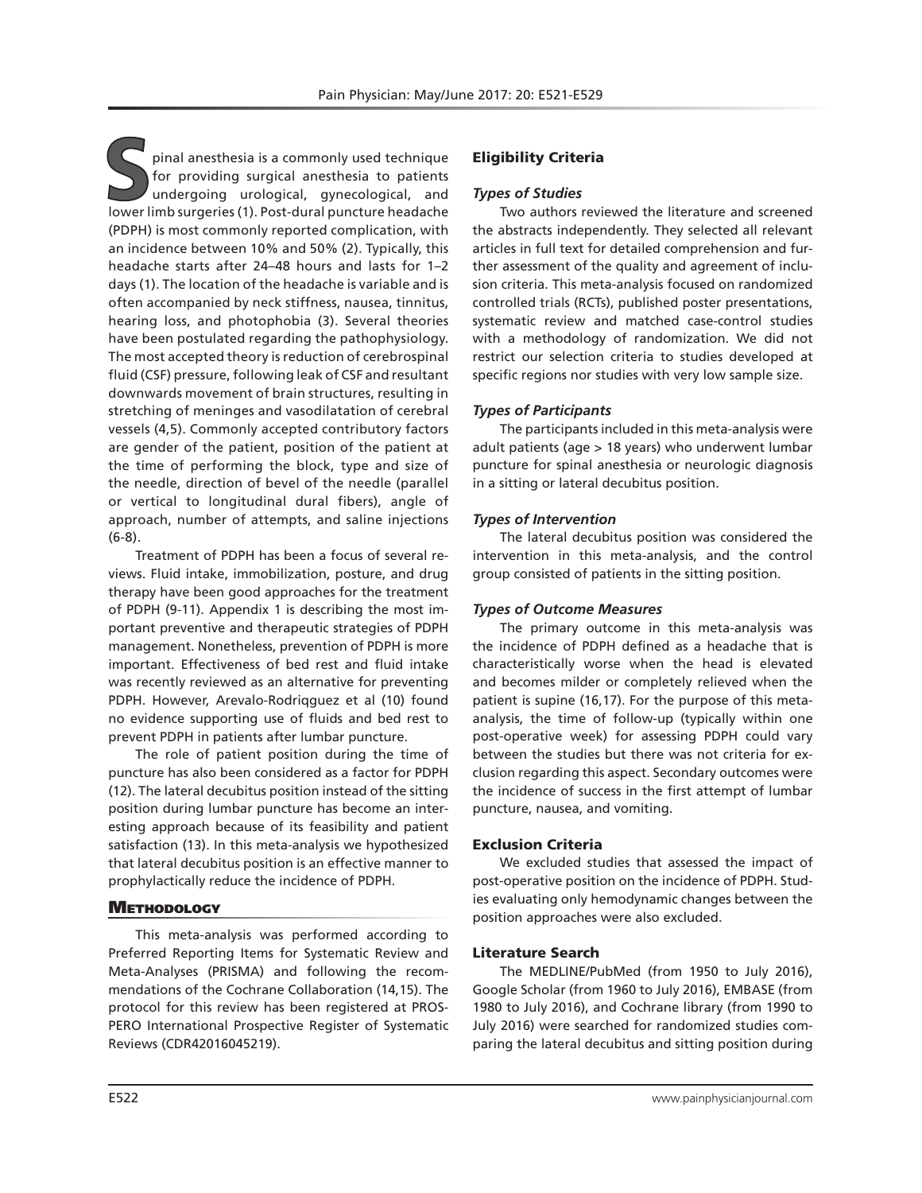Spinal anesthesia is a commonly used technique for providing surgical anesthesia to patients undergoing urological, gynecological, and lower limb surgeries (1). Post-dural puncture headache (PDPH) is most commonly reported complication, with an incidence between 10% and 50% (2). Typically, this headache starts after 24–48 hours and lasts for 1–2 days (1). The location of the headache is variable and is often accompanied by neck stiffness, nausea, tinnitus, hearing loss, and photophobia (3). Several theories have been postulated regarding the pathophysiology. The most accepted theory is reduction of cerebrospinal fluid (CSF) pressure, following leak of CSF and resultant downwards movement of brain structures, resulting in stretching of meninges and vasodilatation of cerebral vessels (4,5). Commonly accepted contributory factors are gender of the patient, position of the patient at the time of performing the block, type and size of the needle, direction of bevel of the needle (parallel or vertical to longitudinal dural fibers), angle of approach, number of attempts, and saline injections (6-8).

Treatment of PDPH has been a focus of several reviews. Fluid intake, immobilization, posture, and drug therapy have been good approaches for the treatment of PDPH (9-11). Appendix 1 is describing the most important preventive and therapeutic strategies of PDPH management. Nonetheless, prevention of PDPH is more important. Effectiveness of bed rest and fluid intake was recently reviewed as an alternative for preventing PDPH. However, Arevalo-Rodriqguez et al (10) found no evidence supporting use of fluids and bed rest to prevent PDPH in patients after lumbar puncture.

The role of patient position during the time of puncture has also been considered as a factor for PDPH (12). The lateral decubitus position instead of the sitting position during lumbar puncture has become an interesting approach because of its feasibility and patient satisfaction (13). In this meta-analysis we hypothesized that lateral decubitus position is an effective manner to prophylactically reduce the incidence of PDPH.

## Methodology

This meta-analysis was performed according to Preferred Reporting Items for Systematic Review and Meta-Analyses (PRISMA) and following the recommendations of the Cochrane Collaboration (14,15). The protocol for this review has been registered at PROSPERO International Prospective Register of Systematic Reviews (CDR42016045219).

### Eligibility Criteria

#### *Types of Studies*

Two authors reviewed the literature and screened the abstracts independently. They selected all relevant articles in full text for detailed comprehension and further assessment of the quality and agreement of inclusion criteria. This meta-analysis focused on randomized controlled trials (RCTs), published poster presentations, systematic review and matched case-control studies with a methodology of randomization. We did not restrict our selection criteria to studies developed at specific regions nor studies with very low sample size.

#### *Types of Participants*

The participants included in this meta-analysis were adult patients (age > 18 years) who underwent lumbar puncture for spinal anesthesia or neurologic diagnosis in a sitting or lateral decubitus position.

#### *Types of Intervention*

The lateral decubitus position was considered the intervention in this meta-analysis, and the control group consisted of patients in the sitting position.

#### *Types of Outcome Measures*

The primary outcome in this meta-analysis was the incidence of PDPH defined as a headache that is characteristically worse when the head is elevated and becomes milder or completely relieved when the patient is supine (16,17). For the purpose of this meta-analysis, the time of follow-up (typically within one post-operative week) for assessing PDPH could vary between the studies but there was not criteria for exclusion regarding this aspect. Secondary outcomes were the incidence of success in the first attempt of lumbar puncture, nausea, and vomiting.

### Exclusion Criteria

We excluded studies that assessed the impact of post-operative position on the incidence of PDPH. Studies evaluating only hemodynamic changes between the position approaches were also excluded.

### Literature Search

The MEDLINE/PubMed (from 1950 to July 2016), Google Scholar (from 1960 to July 2016), EMBASE (from 1980 to July 2016), and Cochrane library (from 1990 to July 2016) were searched for randomized studies comparing the lateral decubitus and sitting position during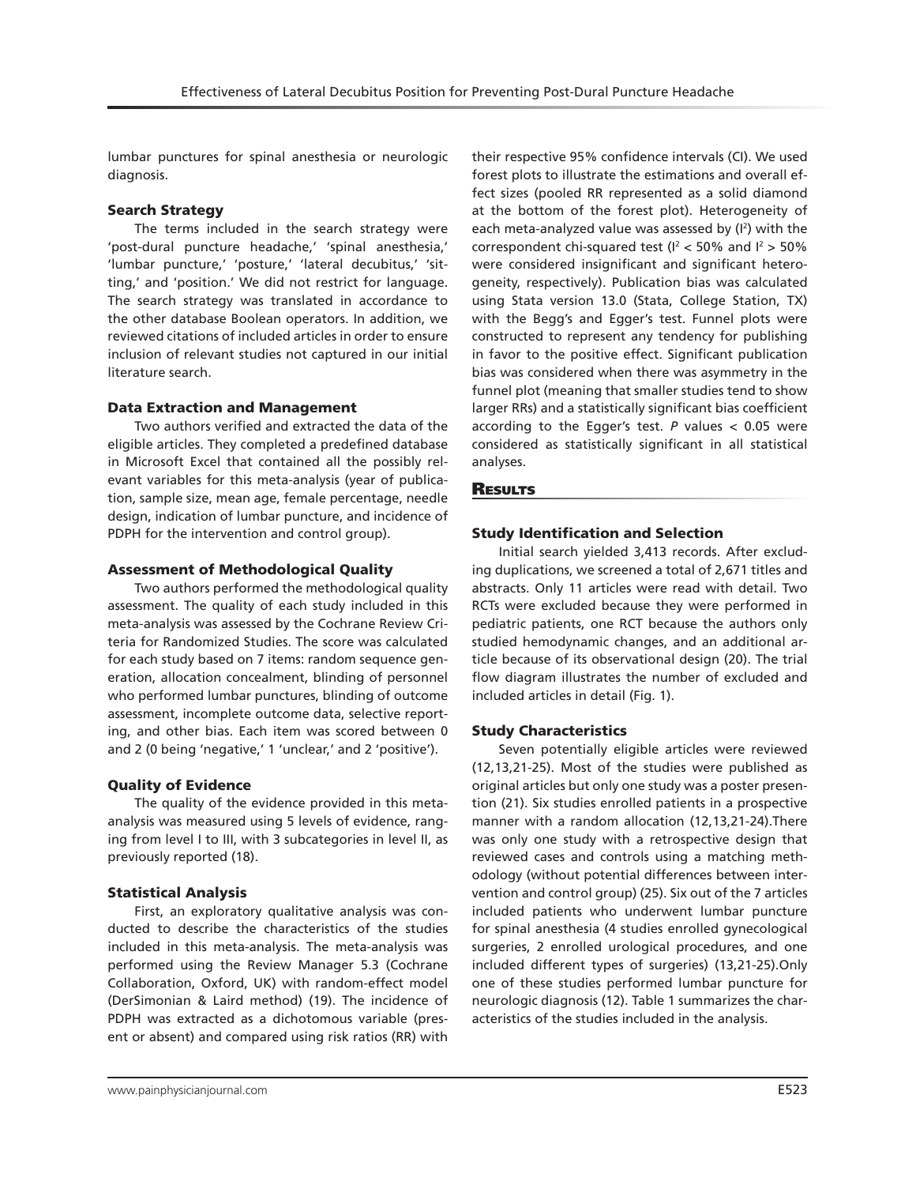lumbar punctures for spinal anesthesia or neurologic diagnosis.

### Search Strategy

The terms included in the search strategy were 'post-dural puncture headache,' 'spinal anesthesia,' 'lumbar puncture,' 'posture,' 'lateral decubitus,' 'sitting,' and 'position.' We did not restrict for language. The search strategy was translated in accordance to the other database Boolean operators. In addition, we reviewed citations of included articles in order to ensure inclusion of relevant studies not captured in our initial literature search.

### Data Extraction and Management

Two authors verified and extracted the data of the eligible articles. They completed a predefined database in Microsoft Excel that contained all the possibly relevant variables for this meta-analysis (year of publication, sample size, mean age, female percentage, needle design, indication of lumbar puncture, and incidence of PDPH for the intervention and control group).

### Assessment of Methodological Quality

Two authors performed the methodological quality assessment. The quality of each study included in this meta-analysis was assessed by the Cochrane Review Criteria for Randomized Studies. The score was calculated for each study based on 7 items: random sequence generation, allocation concealment, blinding of personnel who performed lumbar punctures, blinding of outcome assessment, incomplete outcome data, selective reporting, and other bias. Each item was scored between 0 and 2 (0 being 'negative,' 1 'unclear,' and 2 'positive').

### Quality of Evidence

The quality of the evidence provided in this meta-analysis was measured using 5 levels of evidence, ranging from level I to III, with 3 subcategories in level II, as previously reported (18).

### Statistical Analysis

First, an exploratory qualitative analysis was conducted to describe the characteristics of the studies included in this meta-analysis. The meta-analysis was performed using the Review Manager 5.3 (Cochrane Collaboration, Oxford, UK) with random-effect model (DerSimonian & Laird method) (19). The incidence of PDPH was extracted as a dichotomous variable (present or absent) and compared using risk ratios (RR) with their respective 95% confidence intervals (CI). We used forest plots to illustrate the estimations and overall effect sizes (pooled RR represented as a solid diamond at the bottom of the forest plot). Heterogeneity of each meta-analyzed value was assessed by ($I^2$) with the correspondent chi-squared test ($I^2 < 50\%$ and $I^2 > 50\%$ were considered insignificant and significant heterogeneity, respectively). Publication bias was calculated using Stata version 13.0 (Stata, College Station, TX) with the Begg's and Egger's test. Funnel plots were constructed to represent any tendency for publishing in favor to the positive effect. Significant publication bias was considered when there was asymmetry in the funnel plot (meaning that smaller studies tend to show larger RRs) and a statistically significant bias coefficient according to the Egger's test. $P$ values $< 0.05$ were considered as statistically significant in all statistical analyses.

## Results

### Study Identification and Selection

Initial search yielded 3,413 records. After excluding duplications, we screened a total of 2,671 titles and abstracts. Only 11 articles were read with detail. Two RCTs were excluded because they were performed in pediatric patients, one RCT because the authors only studied hemodynamic changes, and an additional article because of its observational design (20). The trial flow diagram illustrates the number of excluded and included articles in detail (Fig. 1).

### Study Characteristics

Seven potentially eligible articles were reviewed (12,13,21-25). Most of the studies were published as original articles but only one study was a poster presentation (21). Six studies enrolled patients in a prospective manner with a random allocation (12,13,21-24).There was only one study with a retrospective design that reviewed cases and controls using a matching methodology (without potential differences between intervention and control group) (25). Six out of the 7 articles included patients who underwent lumbar puncture for spinal anesthesia (4 studies enrolled gynecological surgeries, 2 enrolled urological procedures, and one included different types of surgeries) (13,21-25).Only one of these studies performed lumbar puncture for neurologic diagnosis (12). Table 1 summarizes the characteristics of the studies included in the analysis.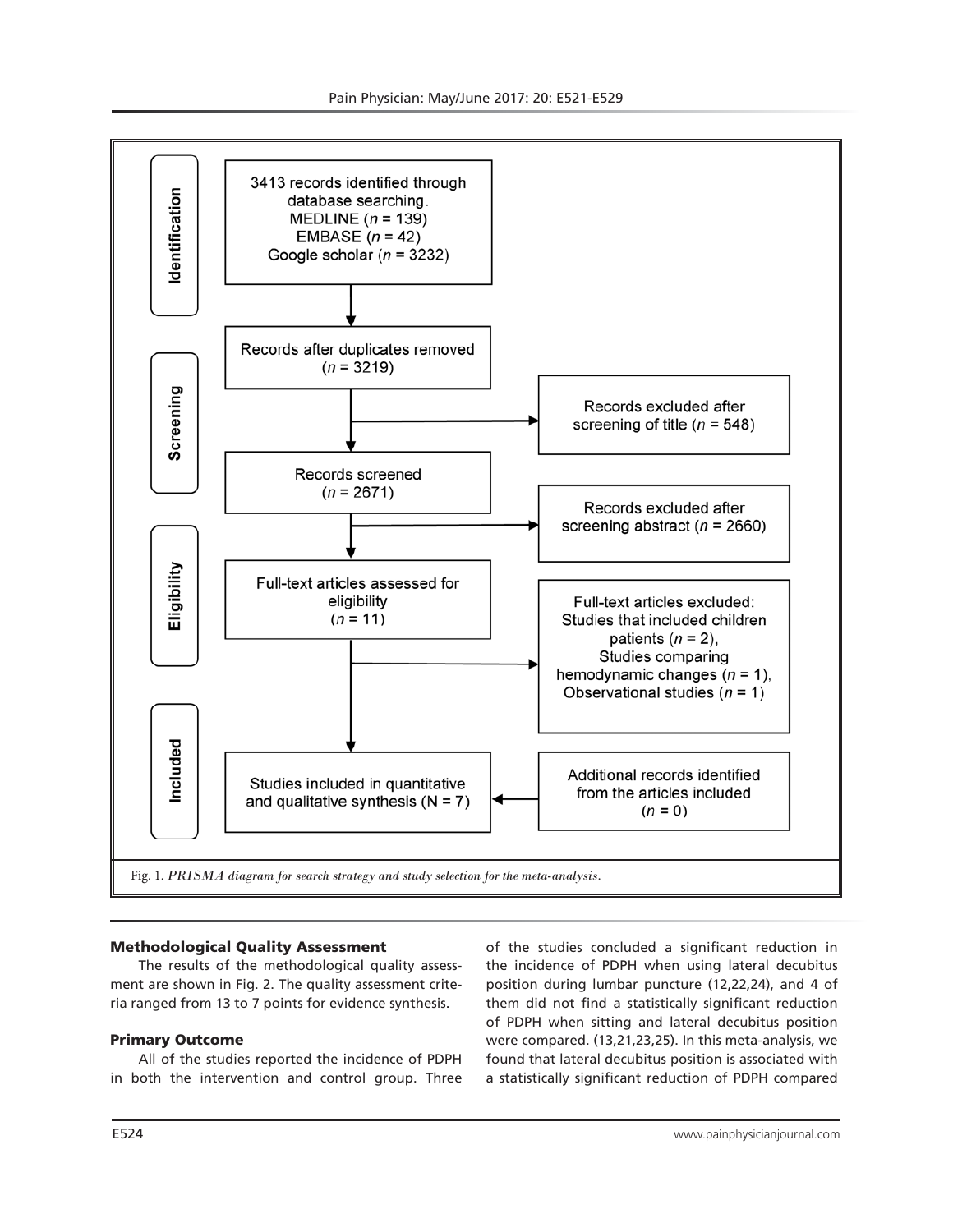**Identification**

3413 records identified through database searching.
MEDLINE ($n$ = 139)
EMBASE ($n$ = 42)
Google scholar ($n$ = 3232)

**Screening**

Records after duplicates removed ($n$ = 3219)

Records excluded after screening of title ($n$ = 548)

Records screened ($n$ = 2671)

Records excluded after screening abstract ($n$ = 2660)

**Eligibility**

Full-text articles assessed for eligibility ($n$ = 11)

Full-text articles excluded:
Studies that included children patients ($n$ = 2),
Studies comparing hemodynamic changes ($n$ = 1),
Observational studies ($n$ = 1)

**Included**

Studies included in quantitative and qualitative synthesis (N = 7)

Additional records identified from the articles included ($n$ = 0)

Fig. 1. *PRISMA diagram for search strategy and study selection for the meta-analysis.*

### Methodological Quality Assessment

The results of the methodological quality assessment are shown in Fig. 2. The quality assessment criteria ranged from 13 to 7 points for evidence synthesis.

### Primary Outcome

All of the studies reported the incidence of PDPH in both the intervention and control group. Three of the studies concluded a significant reduction in the incidence of PDPH when using lateral decubitus position during lumbar puncture (12,22,24), and 4 of them did not find a statistically significant reduction of PDPH when sitting and lateral decubitus position were compared. (13,21,23,25). In this meta-analysis, we found that lateral decubitus position is associated with a statistically significant reduction of PDPH compared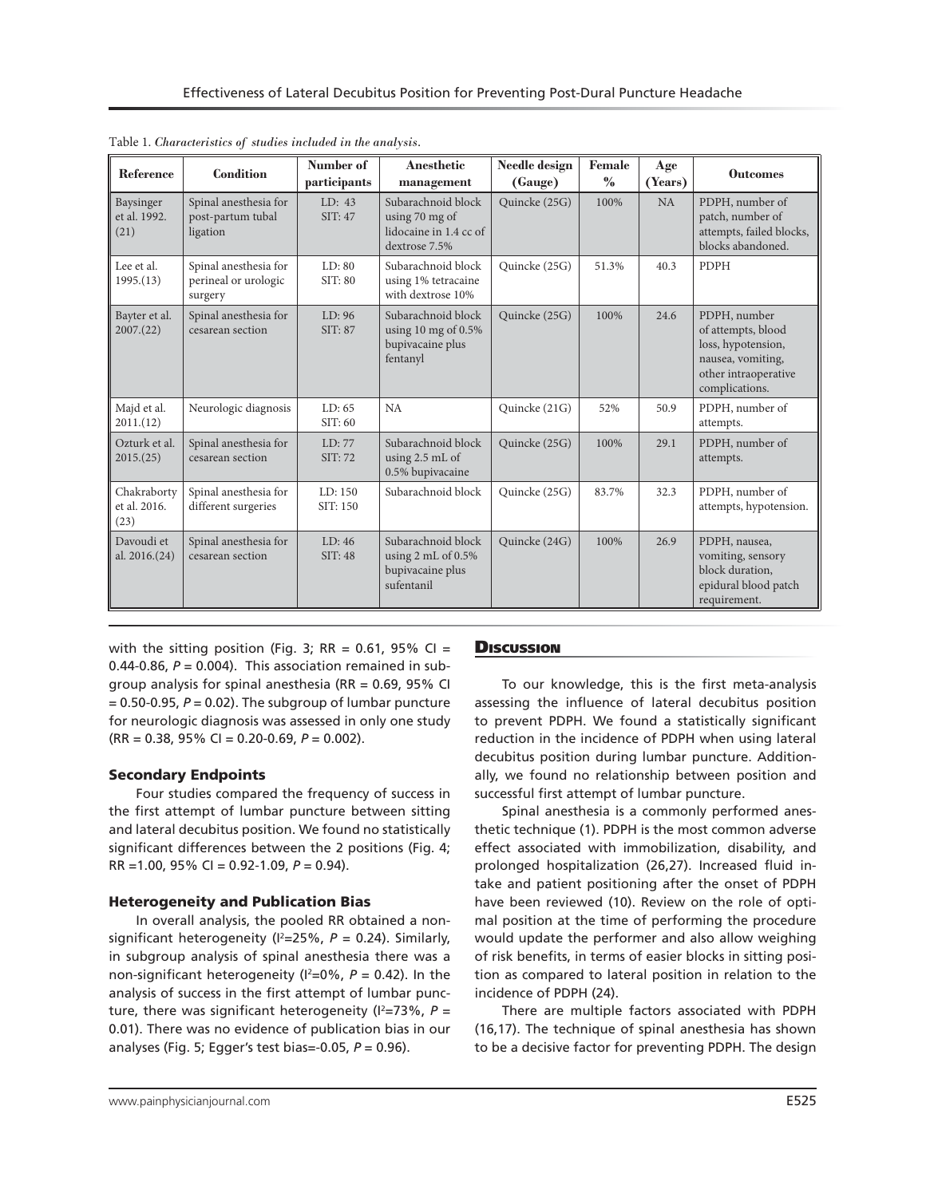Table 1. *Characteristics of studies included in the analysis.*

| Reference | Condition | Number of participants | Anesthetic management | Needle design (Gauge) | Female % | Age (Years) | Outcomes |
|---|---|---|---|---|---|---|---|
| Baysinger et al. 1992. (21) | Spinal anesthesia for post-partum tubal ligation | LD: 43 SIT: 47 | Subarachnoid block using 70 mg of lidocaine in 1.4 cc of dextrose 7.5% | Quincke (25G) | 100% | NA | PDPH, number of patch, number of attempts, failed blocks, blocks abandoned. |
| Lee et al. 1995.(13) | Spinal anesthesia for perineal or urologic surgery | LD: 80 SIT: 80 | Subarachnoid block using 1% tetracaine with dextrose 10% | Quincke (25G) | 51.3% | 40.3 | PDPH |
| Bayter et al. 2007.(22) | Spinal anesthesia for cesarean section | LD: 96 SIT: 87 | Subarachnoid block using 10 mg of 0.5% bupivacaine plus fentanyl | Quincke (25G) | 100% | 24.6 | PDPH, number of attempts, blood loss, hypotension, nausea, vomiting, other intraoperative complications. |
| Majd et al. 2011.(12) | Neurologic diagnosis | LD: 65 SIT: 60 | NA | Quincke (21G) | 52% | 50.9 | PDPH, number of attempts. |
| Ozturk et al. 2015.(25) | Spinal anesthesia for cesarean section | LD: 77 SIT: 72 | Subarachnoid block using 2.5 mL of 0.5% bupivacaine | Quincke (25G) | 100% | 29.1 | PDPH, number of attempts. |
| Chakraborty et al. 2016. (23) | Spinal anesthesia for different surgeries | LD: 150 SIT: 150 | Subarachnoid block | Quincke (25G) | 83.7% | 32.3 | PDPH, number of attempts, hypotension. |
| Davoudi et al. 2016.(24) | Spinal anesthesia for cesarean section | LD: 46 SIT: 48 | Subarachnoid block using 2 mL of 0.5% bupivacaine plus sufentanil | Quincke (24G) | 100% | 26.9 | PDPH, nausea, vomiting, sensory block duration, epidural blood patch requirement. |

with the sitting position (Fig. 3; RR = 0.61, 95% CI = 0.44-0.86, $P = 0.004$). This association remained in subgroup analysis for spinal anesthesia (RR = 0.69, 95% CI = 0.50-0.95, $P = 0.02$). The subgroup of lumbar puncture for neurologic diagnosis was assessed in only one study (RR = 0.38, 95% CI = 0.20-0.69, $P = 0.002$).

### Secondary Endpoints

Four studies compared the frequency of success in the first attempt of lumbar puncture between sitting and lateral decubitus position. We found no statistically significant differences between the 2 positions (Fig. 4; RR =1.00, 95% CI = 0.92-1.09, $P = 0.94$).

### Heterogeneity and Publication Bias

In overall analysis, the pooled RR obtained a non-significant heterogeneity ($I^2$=25%, $P = 0.24$). Similarly, in subgroup analysis of spinal anesthesia there was a non-significant heterogeneity ($I^2$=0%, $P = 0.42$). In the analysis of success in the first attempt of lumbar puncture, there was significant heterogeneity ($I^2$=73%, $P = 0.01$). There was no evidence of publication bias in our analyses (Fig. 5; Egger's test bias=-0.05, $P = 0.96$).

## Discussion

To our knowledge, this is the first meta-analysis assessing the influence of lateral decubitus position to prevent PDPH. We found a statistically significant reduction in the incidence of PDPH when using lateral decubitus position during lumbar puncture. Additionally, we found no relationship between position and successful first attempt of lumbar puncture.

Spinal anesthesia is a commonly performed anesthetic technique (1). PDPH is the most common adverse effect associated with immobilization, disability, and prolonged hospitalization (26,27). Increased fluid intake and patient positioning after the onset of PDPH have been reviewed (10). Review on the role of optimal position at the time of performing the procedure would update the performer and also allow weighing of risk benefits, in terms of easier blocks in sitting position as compared to lateral position in relation to the incidence of PDPH (24).

There are multiple factors associated with PDPH (16,17). The technique of spinal anesthesia has shown to be a decisive factor for preventing PDPH. The design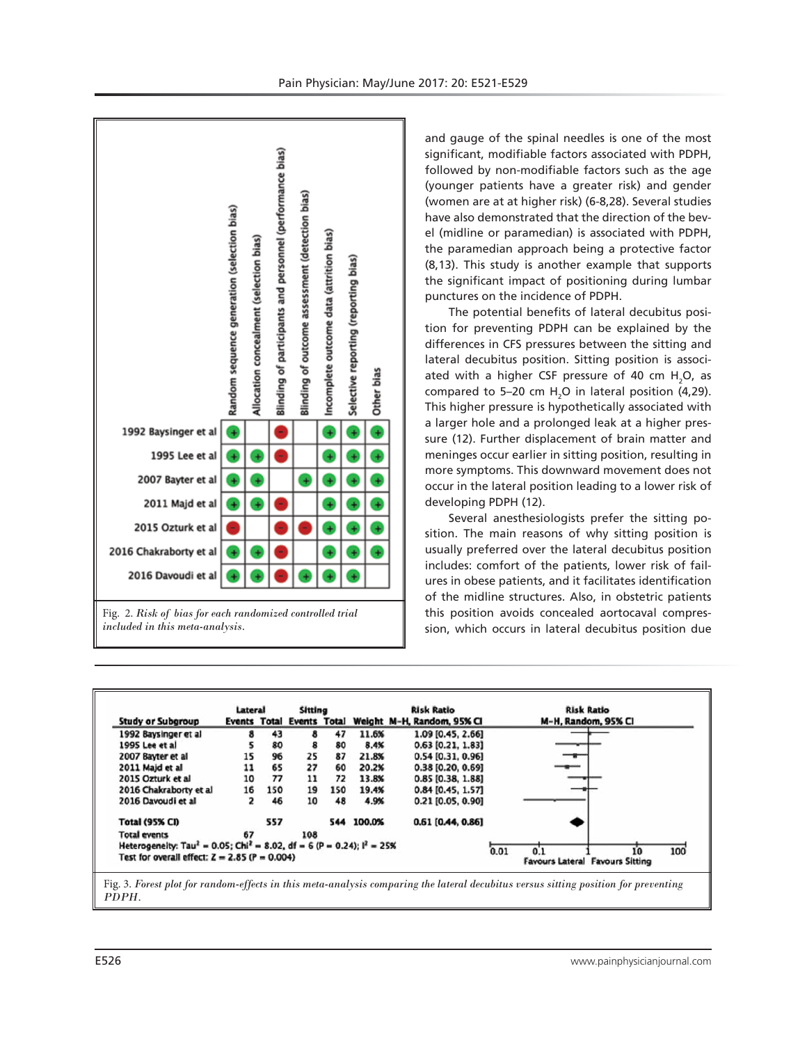| | Random sequence generation (selection bias) | Allocation concealment (selection bias) | Blinding of participants and personnel (performance bias) | Blinding of outcome assessment (detection bias) | Incomplete outcome data (attrition bias) | Selective reporting (reporting bias) | Other bias |
|---|---|---|---|---|---|---|---|
| 1992 Baysinger et al | + | | - | | + | + | + |
| 1995 Lee et al | + | + | - | | + | + | + |
| 2007 Bayter et al | + | + | | + | + | + | + |
| 2011 Majd et al | + | + | - | | + | + | + |
| 2015 Ozturk et al | - | | - | - | + | + | + |
| 2016 Chakraborty et al | + | + | - | | + | + | + |
| 2016 Davoudi et al | + | + | - | + | + | + | |

Fig. 2. *Risk of bias for each randomized controlled trial included in this meta-analysis.*

and gauge of the spinal needles is one of the most significant, modifiable factors associated with PDPH, followed by non-modifiable factors such as the age (younger patients have a greater risk) and gender (women are at at higher risk) (6-8,28). Several studies have also demonstrated that the direction of the bevel (midline or paramedian) is associated with PDPH, the paramedian approach being a protective factor (8,13). This study is another example that supports the significant impact of positioning during lumbar punctures on the incidence of PDPH.

The potential benefits of lateral decubitus position for preventing PDPH can be explained by the differences in CFS pressures between the sitting and lateral decubitus position. Sitting position is associated with a higher CSF pressure of 40 cm $H_2O$, as compared to 5–20 cm $H_2O$ in lateral position (4,29). This higher pressure is hypothetically associated with a larger hole and a prolonged leak at a higher pressure (12). Further displacement of brain matter and meninges occur earlier in sitting position, resulting in more symptoms. This downward movement does not occur in the lateral position leading to a lower risk of developing PDPH (12).

Several anesthesiologists prefer the sitting position. The main reasons of why sitting position is usually preferred over the lateral decubitus position includes: comfort of the patients, lower risk of failures in obese patients, and it facilitates identification of the midline structures. Also, in obstetric patients this position avoids concealed aortocaval compression, which occurs in lateral decubitus position due

| Study or Subgroup | Lateral Events | Lateral Total | Sitting Events | Sitting Total | Weight | Risk Ratio M-H, Random, 95% CI |
|---|---|---|---|---|---|---|
| 1992 Baysinger et al | 8 | 43 | 8 | 47 | 11.6% | 1.09 [0.45, 2.66] |
| 1995 Lee et al | 5 | 80 | 8 | 80 | 8.4% | 0.63 [0.21, 1.83] |
| 2007 Bayter et al | 15 | 96 | 25 | 87 | 21.8% | 0.54 [0.31, 0.96] |
| 2011 Majd et al | 11 | 65 | 27 | 60 | 20.2% | 0.38 [0.20, 0.69] |
| 2015 Ozturk et al | 10 | 77 | 11 | 72 | 13.8% | 0.85 [0.38, 1.88] |
| 2016 Chakraborty et al | 16 | 150 | 19 | 150 | 19.4% | 0.84 [0.45, 1.57] |
| 2016 Davoudi et al | 2 | 46 | 10 | 48 | 4.9% | 0.21 [0.05, 0.90] |
| **Total (95% CI)** | | **557** | | **544** | **100.0%** | **0.61 [0.44, 0.86]** |
| Total events | 67 | | 108 | | | |

Heterogeneity: $Tau^2 = 0.05$; $Chi^2 = 8.02$, $df = 6$ ($P = 0.24$); $I^2 = 25\%$

Test for overall effect: $Z = 2.85$ ($P = 0.004$)

Risk Ratio M-H, Random, 95% CI: 0.01 · 0.1 · 1 · 10 · 100 — Favours Lateral | Favours Sitting

Fig. 3. *Forest plot for random-effects in this meta-analysis comparing the lateral decubitus versus sitting position for preventing PDPH.*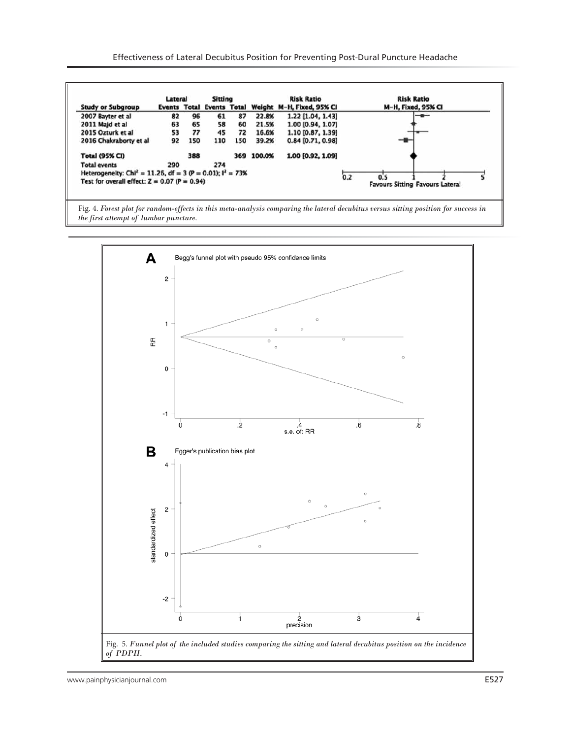| Study or Subgroup | Lateral Events | Lateral Total | Sitting Events | Sitting Total | Weight | Risk Ratio M-H, Fixed, 95% CI |
|---|---|---|---|---|---|---|
| 2007 Bayter et al | 82 | 96 | 61 | 87 | 22.8% | 1.22 [1.04, 1.43] |
| 2011 Majd et al | 63 | 65 | 58 | 60 | 21.5% | 1.00 [0.94, 1.07] |
| 2015 Ozturk et al | 53 | 77 | 45 | 72 | 16.6% | 1.10 [0.87, 1.39] |
| 2016 Chakraborty et al | 92 | 150 | 110 | 150 | 39.2% | 0.84 [0.71, 0.98] |
| **Total (95% CI)** | | **388** | | **369** | **100.0%** | **1.00 [0.92, 1.09]** |
| Total events | 290 | | 274 | | | |

Heterogeneity: $Chi^2 = 11.26$, df = 3 (P = 0.01); $I^2 = 73\%$

Test for overall effect: Z = 0.07 (P = 0.94)

Favours Sitting Favours Lateral

Fig. 4. *Forest plot for random-effects in this meta-analysis comparing the lateral decubitus versus sitting position for success in the first attempt of lumbar puncture.*

Fig. 5. *Funnel plot of the included studies comparing the sitting and lateral decubitus position on the incidence of PDPH.*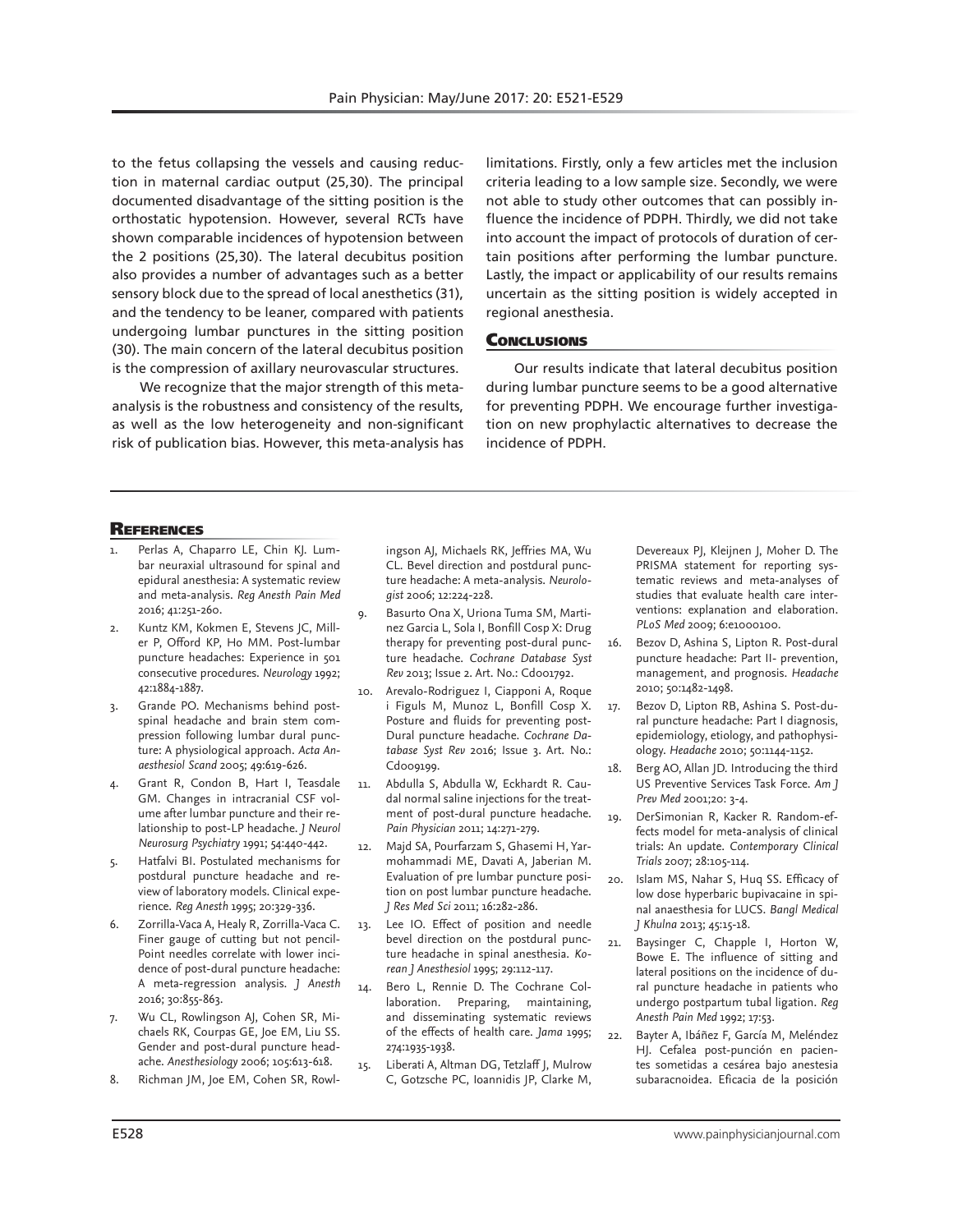to the fetus collapsing the vessels and causing reduction in maternal cardiac output (25,30). The principal documented disadvantage of the sitting position is the orthostatic hypotension. However, several RCTs have shown comparable incidences of hypotension between the 2 positions (25,30). The lateral decubitus position also provides a number of advantages such as a better sensory block due to the spread of local anesthetics (31), and the tendency to be leaner, compared with patients undergoing lumbar punctures in the sitting position (30). The main concern of the lateral decubitus position is the compression of axillary neurovascular structures.

We recognize that the major strength of this meta-analysis is the robustness and consistency of the results, as well as the low heterogeneity and non-significant risk of publication bias. However, this meta-analysis has limitations. Firstly, only a few articles met the inclusion criteria leading to a low sample size. Secondly, we were not able to study other outcomes that can possibly influence the incidence of PDPH. Thirdly, we did not take into account the impact of protocols of duration of certain positions after performing the lumbar puncture. Lastly, the impact or applicability of our results remains uncertain as the sitting position is widely accepted in regional anesthesia.

## Conclusions

Our results indicate that lateral decubitus position during lumbar puncture seems to be a good alternative for preventing PDPH. We encourage further investigation on new prophylactic alternatives to decrease the incidence of PDPH.

## References

1. Perlas A, Chaparro LE, Chin KJ. Lumbar neuraxial ultrasound for spinal and epidural anesthesia: A systematic review and meta-analysis. *Reg Anesth Pain Med* 2016; 41:251-260.
2. Kuntz KM, Kokmen E, Stevens JC, Miller P, Offord KP, Ho MM. Post-lumbar puncture headaches: Experience in 501 consecutive procedures. *Neurology* 1992; 42:1884-1887.
3. Grande PO. Mechanisms behind post-spinal headache and brain stem compression following lumbar dural puncture: A physiological approach. *Acta Anaesthesiol Scand* 2005; 49:619-626.
4. Grant R, Condon B, Hart I, Teasdale GM. Changes in intracranial CSF volume after lumbar puncture and their relationship to post-LP headache. *J Neurol Neurosurg Psychiatry* 1991; 54:440-442.
5. Hatfalvi BI. Postulated mechanisms for postdural puncture headache and review of laboratory models. Clinical experience. *Reg Anesth* 1995; 20:329-336.
6. Zorrilla-Vaca A, Healy R, Zorrilla-Vaca C. Finer gauge of cutting but not pencil-Point needles correlate with lower incidence of post-dural puncture headache: A meta-regression analysis. *J Anesth* 2016; 30:855-863.
7. Wu CL, Rowlingson AJ, Cohen SR, Michaels RK, Courpas GE, Joe EM, Liu SS. Gender and post-dural puncture headache. *Anesthesiology* 2006; 105:613-618.
8. Richman JM, Joe EM, Cohen SR, Rowlingson AJ, Michaels RK, Jeffries MA, Wu CL. Bevel direction and postdural puncture headache: A meta-analysis. *Neurologist* 2006; 12:224-228.
9. Basurto Ona X, Uriona Tuma SM, Martinez Garcia L, Sola I, Bonfill Cosp X: Drug therapy for preventing post-dural puncture headache. *Cochrane Database Syst Rev* 2013; Issue 2. Art. No.: Cd001792.
10. Arevalo-Rodriguez I, Ciapponi A, Roque i Figuls M, Munoz L, Bonfill Cosp X. Posture and fluids for preventing post-Dural puncture headache. *Cochrane Database Syst Rev* 2016; Issue 3. Art. No.: Cd009199.
11. Abdulla S, Abdulla W, Eckhardt R. Caudal normal saline injections for the treatment of post-dural puncture headache. *Pain Physician* 2011; 14:271-279.
12. Majd SA, Pourfarzam S, Ghasemi H, Yarmohammadi ME, Davati A, Jaberian M. Evaluation of pre lumbar puncture position on post lumbar puncture headache. *J Res Med Sci* 2011; 16:282-286.
13. Lee IO. Effect of position and needle bevel direction on the postdural puncture headache in spinal anesthesia. *Korean J Anesthesiol* 1995; 29:112-117.
14. Bero L, Rennie D. The Cochrane Collaboration. Preparing, maintaining, and disseminating systematic reviews of the effects of health care. *Jama* 1995; 274:1935-1938.
15. Liberati A, Altman DG, Tetzlaff J, Mulrow C, Gotzsche PC, Ioannidis JP, Clarke M, Devereaux PJ, Kleijnen J, Moher D. The PRISMA statement for reporting systematic reviews and meta-analyses of studies that evaluate health care interventions: explanation and elaboration. *PLoS Med* 2009; 6:e1000100.
16. Bezov D, Ashina S, Lipton R. Post-dural puncture headache: Part II- prevention, management, and prognosis. *Headache* 2010; 50:1482-1498.
17. Bezov D, Lipton RB, Ashina S. Post-dural puncture headache: Part I diagnosis, epidemiology, etiology, and pathophysiology. *Headache* 2010; 50:1144-1152.
18. Berg AO, Allan JD. Introducing the third US Preventive Services Task Force. *Am J Prev Med* 2001;20: 3-4.
19. DerSimonian R, Kacker R. Random-effects model for meta-analysis of clinical trials: An update. *Contemporary Clinical Trials* 2007; 28:105-114.
20. Islam MS, Nahar S, Huq SS. Efficacy of low dose hyperbaric bupivacaine in spinal anaesthesia for LUCS. *Bangl Medical J Khulna* 2013; 45:15-18.
21. Baysinger C, Chapple I, Horton W, Bowe E. The influence of sitting and lateral positions on the incidence of dural puncture headache in patients who undergo postpartum tubal ligation. *Reg Anesth Pain Med* 1992; 17:53.
22. Bayter A, Ibáñez F, García M, Meléndez HJ. Cefalea post-punción en pacientes sometidas a cesárea bajo anestesia subaracnoidea. Eficacia de la posición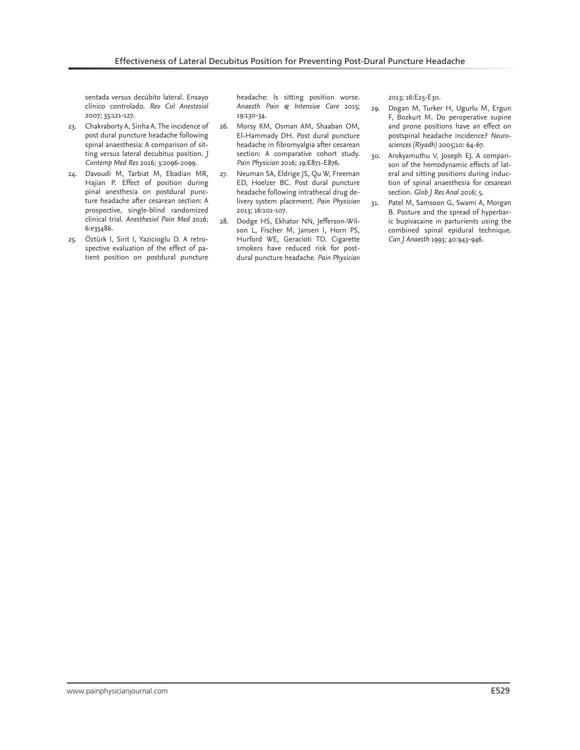sentada versus decúbito lateral. Ensayo clínico controlado. *Rev Col Anestesiol* 2007; 35:121-127.

23. Chakraborty A, Sinha A. The incidence of post dural puncture headache following spinal anaesthesia: A comparison of sitting versus lateral decubitus position. *J Contemp Med Res* 2016; 3:2096-2099.
24. Davoudi M, Tarbiat M, Ebadian MR, Hajian P. Effect of position during pinal anesthesia on postdural puncture headache after cesarean section: A prospective, single-blind randomized clinical trial. *Anesthesiol Pain Med* 2016; 6:e35486.
25. Öztürk I, Sirit I, Yazicioglu D. A retrospective evaluation of the effect of patient position on postdural puncture headache: Is sitting position worse. *Anaesth Pain & Intensive Care* 2015; 19:130-34.
26. Morsy KM, Osman AM, Shaaban OM, El-Hammady DH. Post dural puncture headache in fibromyalgia after cesarean section: A comparative cohort study. *Pain Physician* 2016; 19:E871-E876.
27. Neuman SA, Eldrige JS, Qu W, Freeman ED, Hoelzer BC. Post dural puncture headache following intrathecal drug delivery system placement. *Pain Physician* 2013; 16:101-107.
28. Dodge HS, Ekhator NN, Jefferson-Wilson L, Fischer M, Jansen I, Horn PS, Hurford WE, Geracioti TD. Cigarette smokers have reduced risk for post-dural puncture headache. *Pain Physician* 2013; 16:E25-E30.
29. Dogan M, Turker H, Ugurlu M, Ergun F, Bozkurt M. Do peroperative supine and prone positions have an effect on postspinal headache incidence? *Neurosciences (Riyadh)* 2005;10: 64-67.
30. Arokyamuthu V, Joseph EJ. A comparison of the hemodynamic effects of lateral and sitting positions during induction of spinal anaesthesia for cesarean section. *Glob J Res Anal* 2016; 5.
31. Patel M, Samsoon G, Swami A, Morgan B. Posture and the spread of hyperbaric bupivacaine in parturients using the combined spinal epidural technique. *Can J Anaesth* 1993; 40:943-946.